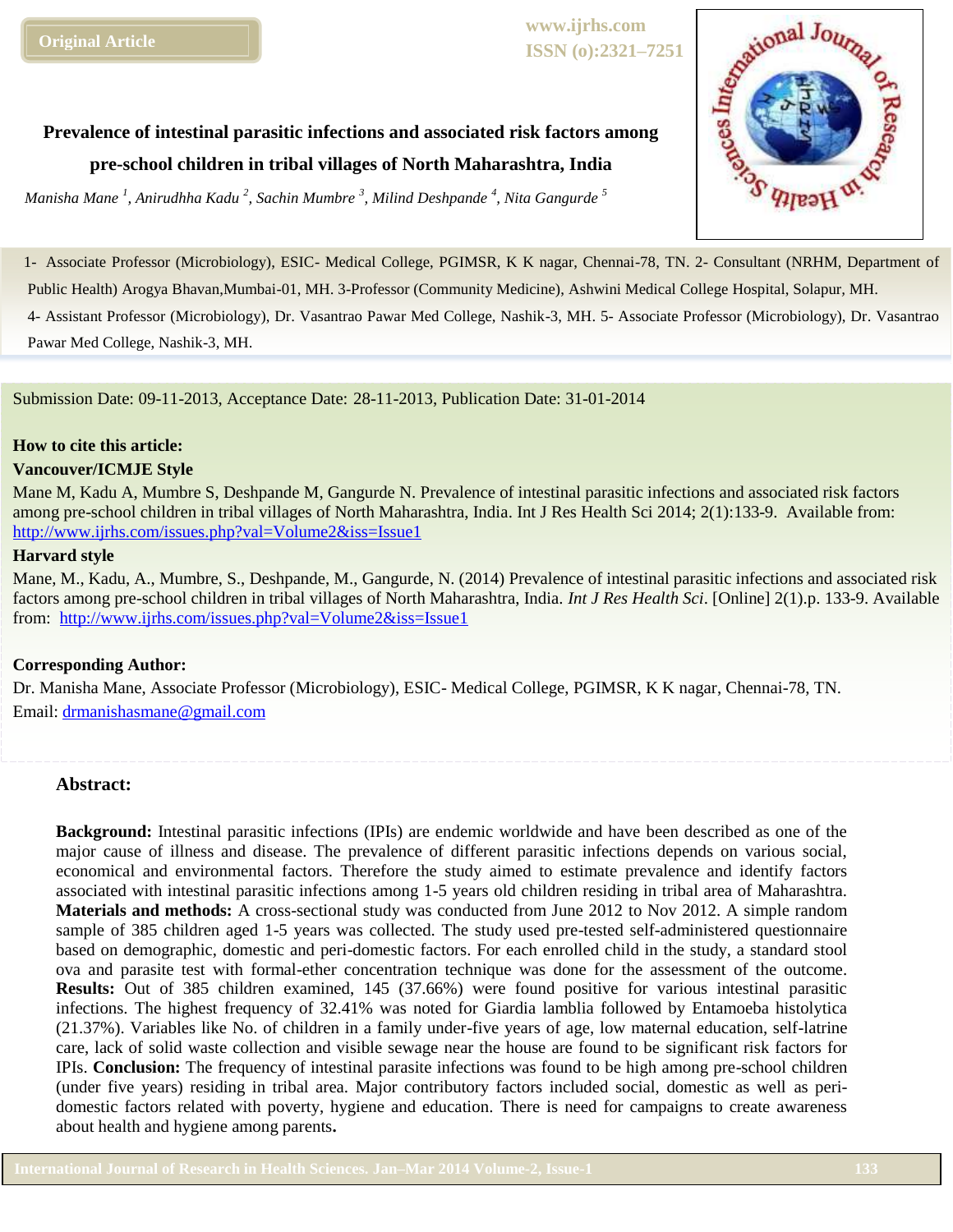Original Article

www.ijrhs.com
ISSN (o):2321–7251

# Prevalence of intestinal parasitic infections and associated risk factors among pre-school children in tribal villages of North Maharashtra, India

*Manisha Mane [1], Anirudhha Kadu [2], Sachin Mumbre [3], Milind Deshpande [4], Nita Gangurde [5]*

1- Associate Professor (Microbiology), ESIC- Medical College, PGIMSR, K K nagar, Chennai-78, TN. 2- Consultant (NRHM, Department of Public Health) Arogya Bhavan,Mumbai-01, MH. 3-Professor (Community Medicine), Ashwini Medical College Hospital, Solapur, MH. 4- Assistant Professor (Microbiology), Dr. Vasantrao Pawar Med College, Nashik-3, MH. 5- Associate Professor (Microbiology), Dr. Vasantrao Pawar Med College, Nashik-3, MH.

Submission Date: 09-11-2013, Acceptance Date: 28-11-2013, Publication Date: 31-01-2014

**How to cite this article:**

**Vancouver/ICMJE Style**

Mane M, Kadu A, Mumbre S, Deshpande M, Gangurde N. Prevalence of intestinal parasitic infections and associated risk factors among pre-school children in tribal villages of North Maharashtra, India. Int J Res Health Sci 2014; 2(1):133-9. Available from: http://www.ijrhs.com/issues.php?val=Volume2&iss=Issue1

**Harvard style**

Mane, M., Kadu, A., Mumbre, S., Deshpande, M., Gangurde, N. (2014) Prevalence of intestinal parasitic infections and associated risk factors among pre-school children in tribal villages of North Maharashtra, India. *Int J Res Health Sci*. [Online] 2(1).p. 133-9. Available from: http://www.ijrhs.com/issues.php?val=Volume2&iss=Issue1

**Corresponding Author:**

Dr. Manisha Mane, Associate Professor (Microbiology), ESIC- Medical College, PGIMSR, K K nagar, Chennai-78, TN.
Email: drmanishasmane@gmail.com

## Abstract:

**Background:** Intestinal parasitic infections (IPIs) are endemic worldwide and have been described as one of the major cause of illness and disease. The prevalence of different parasitic infections depends on various social, economical and environmental factors. Therefore the study aimed to estimate prevalence and identify factors associated with intestinal parasitic infections among 1-5 years old children residing in tribal area of Maharashtra. **Materials and methods:** A cross-sectional study was conducted from June 2012 to Nov 2012. A simple random sample of 385 children aged 1-5 years was collected. The study used pre-tested self-administered questionnaire based on demographic, domestic and peri-domestic factors. For each enrolled child in the study, a standard stool ova and parasite test with formal-ether concentration technique was done for the assessment of the outcome. **Results:** Out of 385 children examined, 145 (37.66%) were found positive for various intestinal parasitic infections. The highest frequency of 32.41% was noted for Giardia lamblia followed by Entamoeba histolytica (21.37%). Variables like No. of children in a family under-five years of age, low maternal education, self-latrine care, lack of solid waste collection and visible sewage near the house are found to be significant risk factors for IPIs. **Conclusion:** The frequency of intestinal parasite infections was found to be high among pre-school children (under five years) residing in tribal area. Major contributory factors included social, domestic as well as peri-domestic factors related with poverty, hygiene and education. There is need for campaigns to create awareness about health and hygiene among parents**.**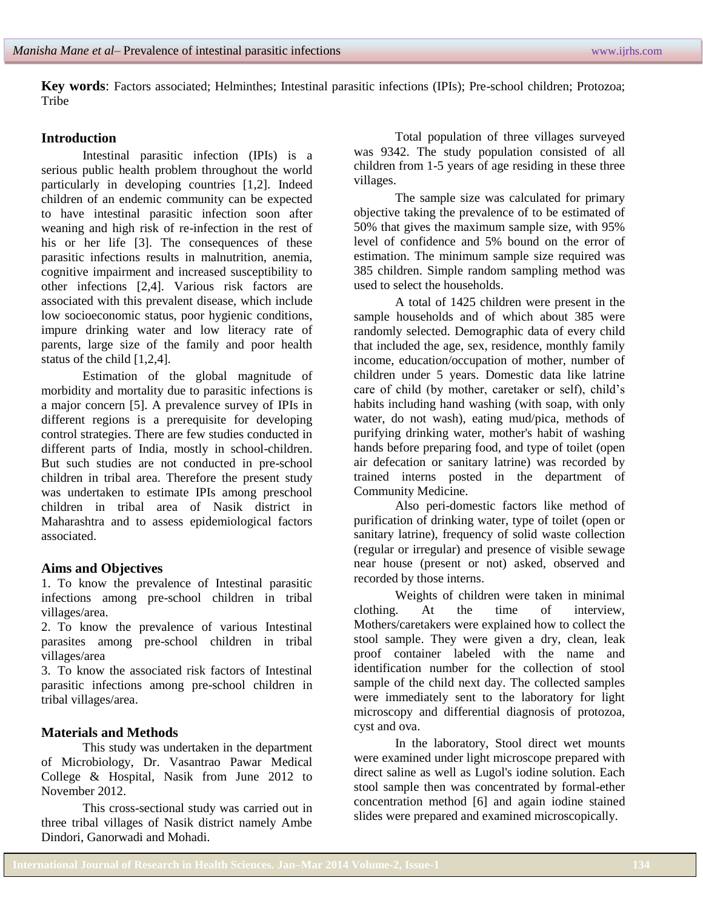**Key words**: Factors associated; Helminthes; Intestinal parasitic infections (IPIs); Pre-school children; Protozoa; Tribe

## Introduction

Intestinal parasitic infection (IPIs) is a serious public health problem throughout the world particularly in developing countries [1,2]. Indeed children of an endemic community can be expected to have intestinal parasitic infection soon after weaning and high risk of re-infection in the rest of his or her life [3]. The consequences of these parasitic infections results in malnutrition, anemia, cognitive impairment and increased susceptibility to other infections [2,4]. Various risk factors are associated with this prevalent disease, which include low socioeconomic status, poor hygienic conditions, impure drinking water and low literacy rate of parents, large size of the family and poor health status of the child [1,2,4].

Estimation of the global magnitude of morbidity and mortality due to parasitic infections is a major concern [5]. A prevalence survey of IPIs in different regions is a prerequisite for developing control strategies. There are few studies conducted in different parts of India, mostly in school-children. But such studies are not conducted in pre-school children in tribal area. Therefore the present study was undertaken to estimate IPIs among preschool children in tribal area of Nasik district in Maharashtra and to assess epidemiological factors associated.

## Aims and Objectives

1. To know the prevalence of Intestinal parasitic infections among pre-school children in tribal villages/area.
2. To know the prevalence of various Intestinal parasites among pre-school children in tribal villages/area
3. To know the associated risk factors of Intestinal parasitic infections among pre-school children in tribal villages/area.

## Materials and Methods

This study was undertaken in the department of Microbiology, Dr. Vasantrao Pawar Medical College & Hospital, Nasik from June 2012 to November 2012.

This cross-sectional study was carried out in three tribal villages of Nasik district namely Ambe Dindori, Ganorwadi and Mohadi.

Total population of three villages surveyed was 9342. The study population consisted of all children from 1-5 years of age residing in these three villages.

The sample size was calculated for primary objective taking the prevalence of to be estimated of 50% that gives the maximum sample size, with 95% level of confidence and 5% bound on the error of estimation. The minimum sample size required was 385 children. Simple random sampling method was used to select the households.

A total of 1425 children were present in the sample households and of which about 385 were randomly selected. Demographic data of every child that included the age, sex, residence, monthly family income, education/occupation of mother, number of children under 5 years. Domestic data like latrine care of child (by mother, caretaker or self), child's habits including hand washing (with soap, with only water, do not wash), eating mud/pica, methods of purifying drinking water, mother's habit of washing hands before preparing food, and type of toilet (open air defecation or sanitary latrine) was recorded by trained interns posted in the department of Community Medicine.

Also peri-domestic factors like method of purification of drinking water, type of toilet (open or sanitary latrine), frequency of solid waste collection (regular or irregular) and presence of visible sewage near house (present or not) asked, observed and recorded by those interns.

Weights of children were taken in minimal clothing. At the time of interview, Mothers/caretakers were explained how to collect the stool sample. They were given a dry, clean, leak proof container labeled with the name and identification number for the collection of stool sample of the child next day. The collected samples were immediately sent to the laboratory for light microscopy and differential diagnosis of protozoa, cyst and ova.

In the laboratory, Stool direct wet mounts were examined under light microscope prepared with direct saline as well as Lugol's iodine solution. Each stool sample then was concentrated by formal-ether concentration method [6] and again iodine stained slides were prepared and examined microscopically.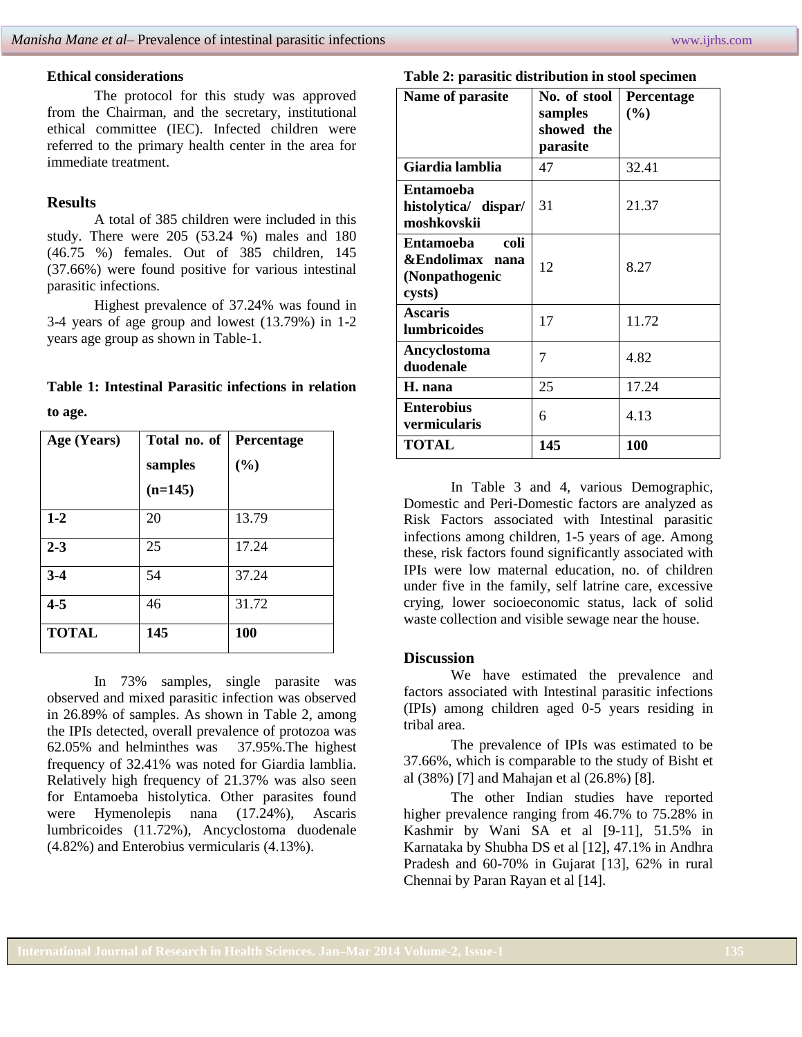### Ethical considerations

The protocol for this study was approved from the Chairman, and the secretary, institutional ethical committee (IEC). Infected children were referred to the primary health center in the area for immediate treatment.

### Results

A total of 385 children were included in this study. There were 205 (53.24 %) males and 180 (46.75 %) females. Out of 385 children, 145 (37.66%) were found positive for various intestinal parasitic infections.

Highest prevalence of 37.24% was found in 3-4 years of age group and lowest (13.79%) in 1-2 years age group as shown in Table-1.

**Table 1: Intestinal Parasitic infections in relation to age.**

| Age (Years) | Total no. of samples (n=145) | Percentage (%) |
|---|---|---|
| **1-2** | 20 | 13.79 |
| **2-3** | 25 | 17.24 |
| **3-4** | 54 | 37.24 |
| **4-5** | 46 | 31.72 |
| **TOTAL** | **145** | **100** |

In 73% samples, single parasite was observed and mixed parasitic infection was observed in 26.89% of samples. As shown in Table 2, among the IPIs detected, overall prevalence of protozoa was 62.05% and helminthes was 37.95%.The highest frequency of 32.41% was noted for Giardia lamblia. Relatively high frequency of 21.37% was also seen for Entamoeba histolytica. Other parasites found were Hymenolepis nana (17.24%), Ascaris lumbricoides (11.72%), Ancyclostoma duodenale (4.82%) and Enterobius vermicularis (4.13%).

**Table 2: parasitic distribution in stool specimen**

| Name of parasite | No. of stool samples showed the parasite | Percentage (%) |
|---|---|---|
| **Giardia lamblia** | 47 | 32.41 |
| **Entamoeba histolytica/ dispar/ moshkovskii** | 31 | 21.37 |
| **Entamoeba coli &Endolimax nana (Nonpathogenic cysts)** | 12 | 8.27 |
| **Ascaris lumbricoides** | 17 | 11.72 |
| **Ancyclostoma duodenale** | 7 | 4.82 |
| **H. nana** | 25 | 17.24 |
| **Enterobius vermicularis** | 6 | 4.13 |
| **TOTAL** | **145** | **100** |

In Table 3 and 4, various Demographic, Domestic and Peri-Domestic factors are analyzed as Risk Factors associated with Intestinal parasitic infections among children, 1-5 years of age. Among these, risk factors found significantly associated with IPIs were low maternal education, no. of children under five in the family, self latrine care, excessive crying, lower socioeconomic status, lack of solid waste collection and visible sewage near the house.

### Discussion

We have estimated the prevalence and factors associated with Intestinal parasitic infections (IPIs) among children aged 0-5 years residing in tribal area.

The prevalence of IPIs was estimated to be 37.66%, which is comparable to the study of Bisht et al (38%) [7] and Mahajan et al (26.8%) [8].

The other Indian studies have reported higher prevalence ranging from 46.7% to 75.28% in Kashmir by Wani SA et al [9-11], 51.5% in Karnataka by Shubha DS et al [12], 47.1% in Andhra Pradesh and 60-70% in Gujarat [13], 62% in rural Chennai by Paran Rayan et al [14].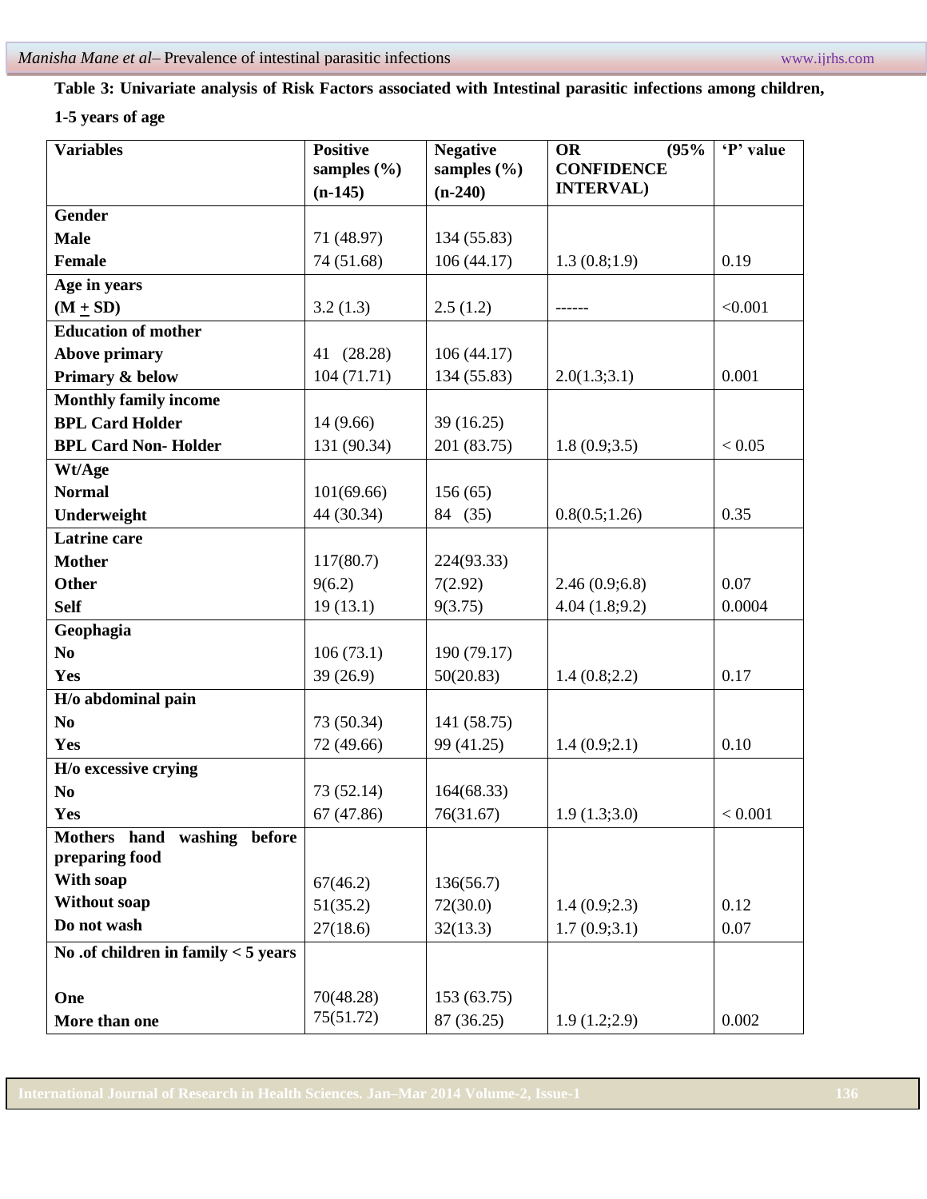**Table 3: Univariate analysis of Risk Factors associated with Intestinal parasitic infections among children, 1-5 years of age**

| Variables | Positive samples (%) (n-145) | Negative samples (%) (n-240) | OR (95% CONFIDENCE INTERVAL) | 'P' value |
|---|---|---|---|---|
| **Gender** | | | | |
| **Male** | 71 (48.97) | 134 (55.83) | | |
| **Female** | 74 (51.68) | 106 (44.17) | 1.3 (0.8;1.9) | 0.19 |
| **Age in years** | | | | |
| **(M $\pm$ SD)** | 3.2 (1.3) | 2.5 (1.2) | ------ | <0.001 |
| **Education of mother** | | | | |
| **Above primary** | 41 (28.28) | 106 (44.17) | | |
| **Primary & below** | 104 (71.71) | 134 (55.83) | 2.0(1.3;3.1) | 0.001 |
| **Monthly family income** | | | | |
| **BPL Card Holder** | 14 (9.66) | 39 (16.25) | | |
| **BPL Card Non- Holder** | 131 (90.34) | 201 (83.75) | 1.8 (0.9;3.5) | < 0.05 |
| **Wt/Age** | | | | |
| **Normal** | 101(69.66) | 156 (65) | | |
| **Underweight** | 44 (30.34) | 84 (35) | 0.8(0.5;1.26) | 0.35 |
| **Latrine care** | | | | |
| **Mother** | 117(80.7) | 224(93.33) | | |
| **Other** | 9(6.2) | 7(2.92) | 2.46 (0.9;6.8) | 0.07 |
| **Self** | 19 (13.1) | 9(3.75) | 4.04 (1.8;9.2) | 0.0004 |
| **Geophagia** | | | | |
| **No** | 106 (73.1) | 190 (79.17) | | |
| **Yes** | 39 (26.9) | 50(20.83) | 1.4 (0.8;2.2) | 0.17 |
| **H/o abdominal pain** | | | | |
| **No** | 73 (50.34) | 141 (58.75) | | |
| **Yes** | 72 (49.66) | 99 (41.25) | 1.4 (0.9;2.1) | 0.10 |
| **H/o excessive crying** | | | | |
| **No** | 73 (52.14) | 164(68.33) | | |
| **Yes** | 67 (47.86) | 76(31.67) | 1.9 (1.3;3.0) | < 0.001 |
| **Mothers hand washing before preparing food** | | | | |
| **With soap** | 67(46.2) | 136(56.7) | | |
| **Without soap** | 51(35.2) | 72(30.0) | 1.4 (0.9;2.3) | 0.12 |
| **Do not wash** | 27(18.6) | 32(13.3) | 1.7 (0.9;3.1) | 0.07 |
| **No .of children in family < 5 years** | | | | |
| **One** | 70(48.28) | 153 (63.75) | | |
| **More than one** | 75(51.72) | 87 (36.25) | 1.9 (1.2;2.9) | 0.002 |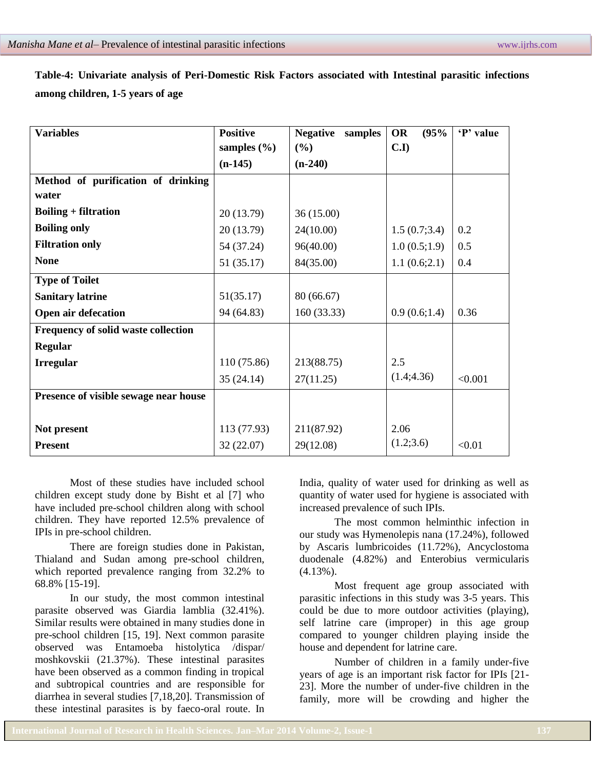**Table-4: Univariate analysis of Peri-Domestic Risk Factors associated with Intestinal parasitic infections among children, 1-5 years of age**

| Variables | Positive samples (%) (n-145) | Negative samples (%) (n-240) | OR (95% C.I) | 'P' value |
|---|---|---|---|---|
| **Method of purification of drinking water** | | | | |
| **Boiling + filtration** | 20 (13.79) | 36 (15.00) | | |
| **Boiling only** | 20 (13.79) | 24(10.00) | 1.5 (0.7;3.4) | 0.2 |
| **Filtration only** | 54 (37.24) | 96(40.00) | 1.0 (0.5;1.9) | 0.5 |
| **None** | 51 (35.17) | 84(35.00) | 1.1 (0.6;2.1) | 0.4 |
| **Type of Toilet** | | | | |
| **Sanitary latrine** | 51(35.17) | 80 (66.67) | | |
| **Open air defecation** | 94 (64.83) | 160 (33.33) | 0.9 (0.6;1.4) | 0.36 |
| **Frequency of solid waste collection** | | | | |
| **Regular** | 110 (75.86) | 213(88.75) | 2.5 (1.4;4.36) | |
| **Irregular** | 35 (24.14) | 27(11.25) | | <0.001 |
| **Presence of visible sewage near house** | | | | |
| **Not present** | 113 (77.93) | 211(87.92) | 2.06 (1.2;3.6) | |
| **Present** | 32 (22.07) | 29(12.08) | | <0.01 |

Most of these studies have included school children except study done by Bisht et al [7] who have included pre-school children along with school children. They have reported 12.5% prevalence of IPIs in pre-school children.

There are foreign studies done in Pakistan, Thialand and Sudan among pre-school children, which reported prevalence ranging from 32.2% to 68.8% [15-19].

In our study, the most common intestinal parasite observed was Giardia lamblia (32.41%). Similar results were obtained in many studies done in pre-school children [15, 19]. Next common parasite observed was Entamoeba histolytica /dispar/ moshkovskii (21.37%). These intestinal parasites have been observed as a common finding in tropical and subtropical countries and are responsible for diarrhea in several studies [7,18,20]. Transmission of these intestinal parasites is by faeco-oral route. In India, quality of water used for drinking as well as quantity of water used for hygiene is associated with increased prevalence of such IPIs.

The most common helminthic infection in our study was Hymenolepis nana (17.24%), followed by Ascaris lumbricoides (11.72%), Ancyclostoma duodenale (4.82%) and Enterobius vermicularis (4.13%).

Most frequent age group associated with parasitic infections in this study was 3-5 years. This could be due to more outdoor activities (playing), self latrine care (improper) in this age group compared to younger children playing inside the house and dependent for latrine care.

Number of children in a family under-five years of age is an important risk factor for IPIs [21-23]. More the number of under-five children in the family, more will be crowding and higher the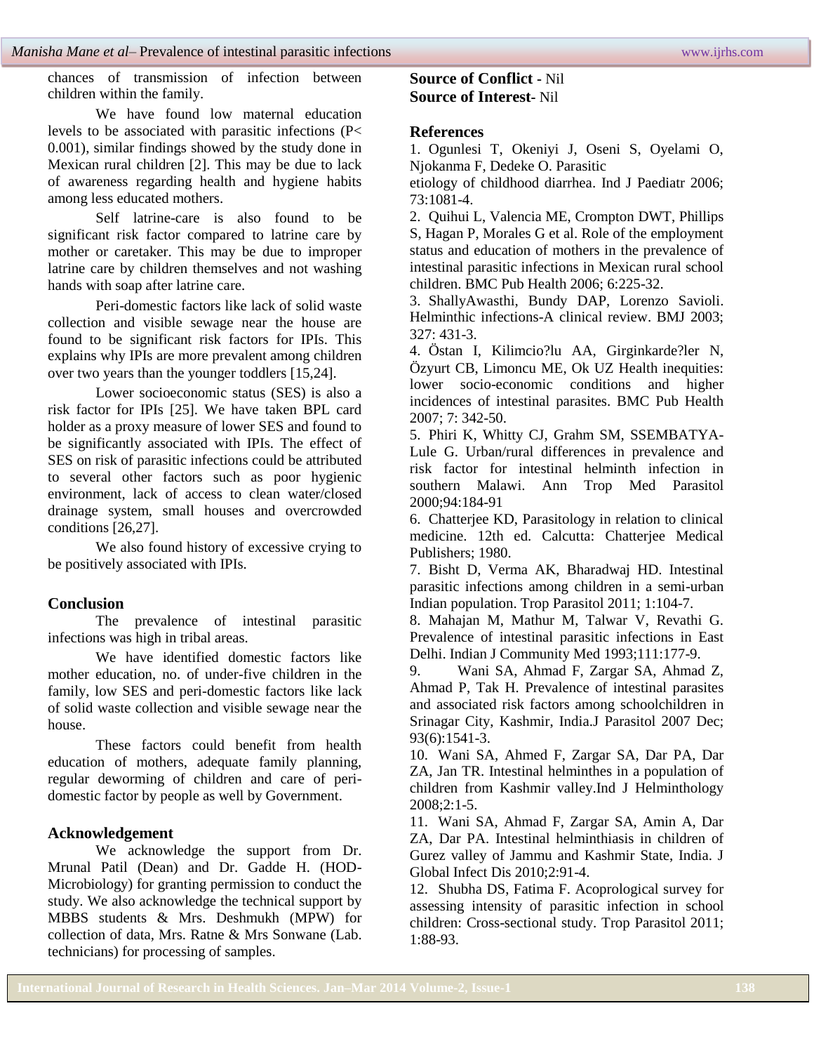chances of transmission of infection between children within the family.

We have found low maternal education levels to be associated with parasitic infections ($P < 0.001$), similar findings showed by the study done in Mexican rural children [2]. This may be due to lack of awareness regarding health and hygiene habits among less educated mothers.

Self latrine-care is also found to be significant risk factor compared to latrine care by mother or caretaker. This may be due to improper latrine care by children themselves and not washing hands with soap after latrine care.

Peri-domestic factors like lack of solid waste collection and visible sewage near the house are found to be significant risk factors for IPIs. This explains why IPIs are more prevalent among children over two years than the younger toddlers [15,24].

Lower socioeconomic status (SES) is also a risk factor for IPIs [25]. We have taken BPL card holder as a proxy measure of lower SES and found to be significantly associated with IPIs. The effect of SES on risk of parasitic infections could be attributed to several other factors such as poor hygienic environment, lack of access to clean water/closed drainage system, small houses and overcrowded conditions [26,27].

We also found history of excessive crying to be positively associated with IPIs.

## Conclusion

The prevalence of intestinal parasitic infections was high in tribal areas.

We have identified domestic factors like mother education, no. of under-five children in the family, low SES and peri-domestic factors like lack of solid waste collection and visible sewage near the house.

These factors could benefit from health education of mothers, adequate family planning, regular deworming of children and care of peri-domestic factor by people as well by Government.

## Acknowledgement

We acknowledge the support from Dr. Mrunal Patil (Dean) and Dr. Gadde H. (HOD-Microbiology) for granting permission to conduct the study. We also acknowledge the technical support by MBBS students & Mrs. Deshmukh (MPW) for collection of data, Mrs. Ratne & Mrs Sonwane (Lab. technicians) for processing of samples.

**Source of Conflict** - Nil
**Source of Interest**- Nil

## References

1. Ogunlesi T, Okeniyi J, Oseni S, Oyelami O, Njokanma F, Dedeke O. Parasitic etiology of childhood diarrhea. Ind J Paediatr 2006; 73:1081-4.
2. Quihui L, Valencia ME, Crompton DWT, Phillips S, Hagan P, Morales G et al. Role of the employment status and education of mothers in the prevalence of intestinal parasitic infections in Mexican rural school children. BMC Pub Health 2006; 6:225-32.
3. ShallyAwasthi, Bundy DAP, Lorenzo Savioli. Helminthic infections-A clinical review. BMJ 2003; 327: 431-3.
4. Östan I, Kilimcio?lu AA, Girginkarde?ler N, Özyurt CB, Limoncu ME, Ok UZ Health inequities: lower socio-economic conditions and higher incidences of intestinal parasites. BMC Pub Health 2007; 7: 342-50.
5. Phiri K, Whitty CJ, Grahm SM, SSEMBATYA-Lule G. Urban/rural differences in prevalence and risk factor for intestinal helminth infection in southern Malawi. Ann Trop Med Parasitol 2000;94:184-91
6. Chatterjee KD, Parasitology in relation to clinical medicine. 12th ed. Calcutta: Chatterjee Medical Publishers; 1980.
7. Bisht D, Verma AK, Bharadwaj HD. Intestinal parasitic infections among children in a semi-urban Indian population. Trop Parasitol 2011; 1:104-7.
8. Mahajan M, Mathur M, Talwar V, Revathi G. Prevalence of intestinal parasitic infections in East Delhi. Indian J Community Med 1993;111:177-9.
9. Wani SA, Ahmad F, Zargar SA, Ahmad Z, Ahmad P, Tak H. Prevalence of intestinal parasites and associated risk factors among schoolchildren in Srinagar City, Kashmir, India.J Parasitol 2007 Dec; 93(6):1541-3.
10. Wani SA, Ahmed F, Zargar SA, Dar PA, Dar ZA, Jan TR. Intestinal helminthes in a population of children from Kashmir valley.Ind J Helminthology 2008;2:1-5.
11. Wani SA, Ahmad F, Zargar SA, Amin A, Dar ZA, Dar PA. Intestinal helminthiasis in children of Gurez valley of Jammu and Kashmir State, India. J Global Infect Dis 2010;2:91-4.
12. Shubha DS, Fatima F. Acoprological survey for assessing intensity of parasitic infection in school children: Cross-sectional study. Trop Parasitol 2011; 1:88-93.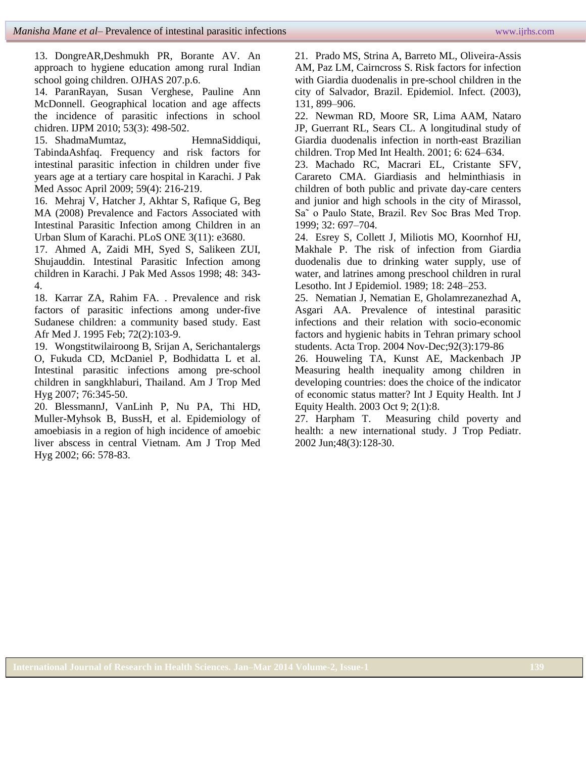13. DongreAR,Deshmukh PR, Borante AV. An approach to hygiene education among rural Indian school going children. OJHAS 207.p.6.

14. ParanRayan, Susan Verghese, Pauline Ann McDonnell. Geographical location and age affects the incidence of parasitic infections in school chidren. IJPM 2010; 53(3): 498-502.

15. ShadmaMumtaz, HemnaSiddiqui, TabindaAshfaq. Frequency and risk factors for intestinal parasitic infection in children under five years age at a tertiary care hospital in Karachi. J Pak Med Assoc April 2009; 59(4): 216-219.

16. Mehraj V, Hatcher J, Akhtar S, Rafique G, Beg MA (2008) Prevalence and Factors Associated with Intestinal Parasitic Infection among Children in an Urban Slum of Karachi. PLoS ONE 3(11): e3680.

17. Ahmed A, Zaidi MH, Syed S, Salikeen ZUI, Shujauddin. Intestinal Parasitic Infection among children in Karachi. J Pak Med Assos 1998; 48: 343-4.

18. Karrar ZA, Rahim FA. . Prevalence and risk factors of parasitic infections among under-five Sudanese children: a community based study. East Afr Med J. 1995 Feb; 72(2):103-9.

19. Wongstitwilairoong B, Srijan A, Serichantalergs O, Fukuda CD, McDaniel P, Bodhidatta L et al. Intestinal parasitic infections among pre-school children in sangkhlaburi, Thailand. Am J Trop Med Hyg 2007; 76:345-50.

20. BlessmannJ, VanLinh P, Nu PA, Thi HD, Muller-Myhsok B, BussH, et al. Epidemiology of amoebiasis in a region of high incidence of amoebic liver abscess in central Vietnam. Am J Trop Med Hyg 2002; 66: 578-83.

21. Prado MS, Strina A, Barreto ML, Oliveira-Assis AM, Paz LM, Cairncross S. Risk factors for infection with Giardia duodenalis in pre-school children in the city of Salvador, Brazil. Epidemiol. Infect. (2003), 131, 899–906.

22. Newman RD, Moore SR, Lima AAM, Nataro JP, Guerrant RL, Sears CL. A longitudinal study of Giardia duodenalis infection in north-east Brazilian children. Trop Med Int Health. 2001; 6: 624–634.

23. Machado RC, Macrari EL, Cristante SFV, Carareto CMA. Giardiasis and helminthiasis in children of both public and private day-care centers and junior and high schools in the city of Mirassol, Sa˜ o Paulo State, Brazil. Rev Soc Bras Med Trop. 1999; 32: 697–704.

24. Esrey S, Collett J, Miliotis MO, Koornhof HJ, Makhale P. The risk of infection from Giardia duodenalis due to drinking water supply, use of water, and latrines among preschool children in rural Lesotho. Int J Epidemiol. 1989; 18: 248–253.

25. Nematian J, Nematian E, Gholamrezanezhad A, Asgari AA. Prevalence of intestinal parasitic infections and their relation with socio-economic factors and hygienic habits in Tehran primary school students. Acta Trop. 2004 Nov-Dec;92(3):179-86

26. Houweling TA, Kunst AE, Mackenbach JP Measuring health inequality among children in developing countries: does the choice of the indicator of economic status matter? Int J Equity Health. Int J Equity Health. 2003 Oct 9; 2(1):8.

27. Harpham T. Measuring child poverty and health: a new international study. J Trop Pediatr. 2002 Jun;48(3):128-30.